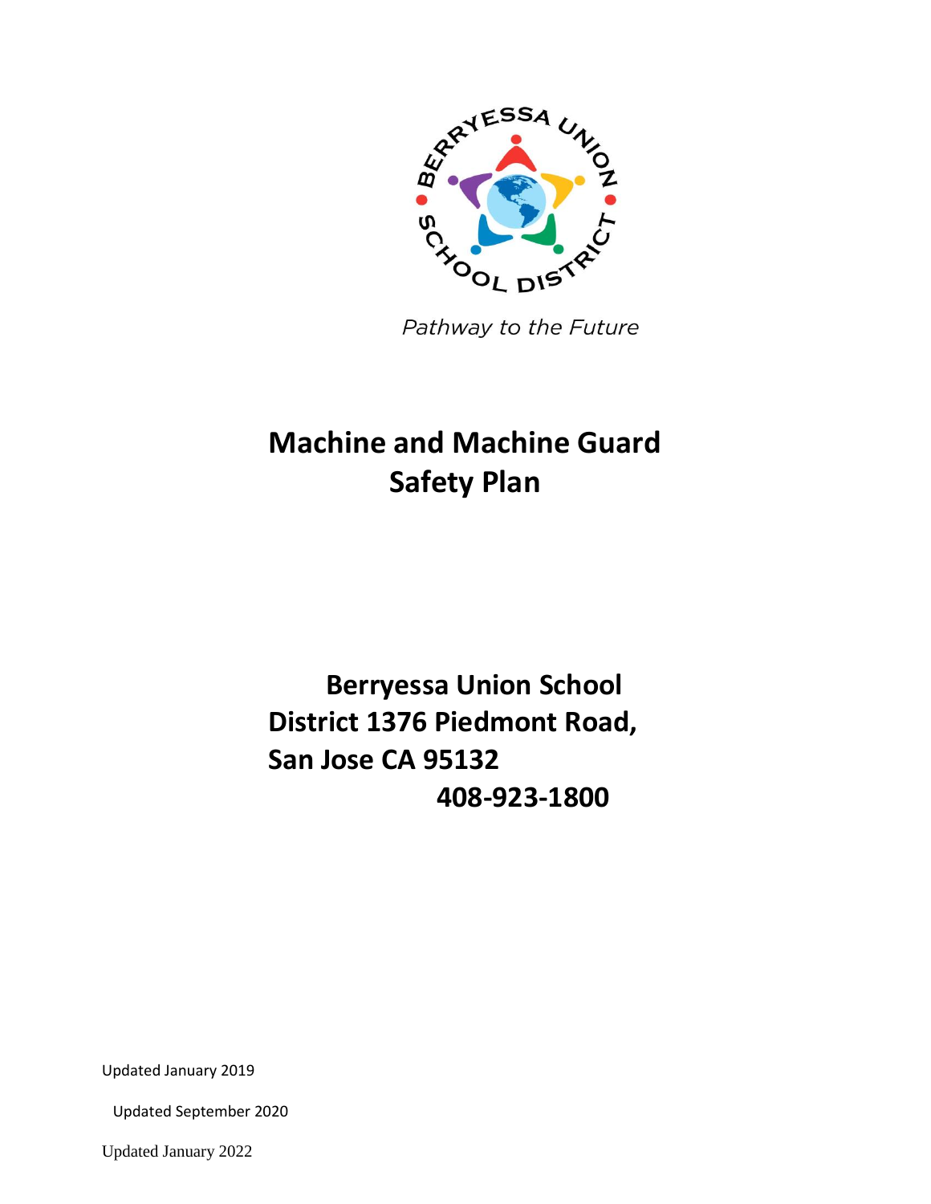BERRYESSA UNION SCHOOL DISTRICT

*Pathway to the Future*

# Machine and Machine Guard Safety Plan

**Berryessa Union School District 1376 Piedmont Road, San Jose CA 95132**

**408-923-1800**

Updated January 2019

Updated September 2020

Updated January 2022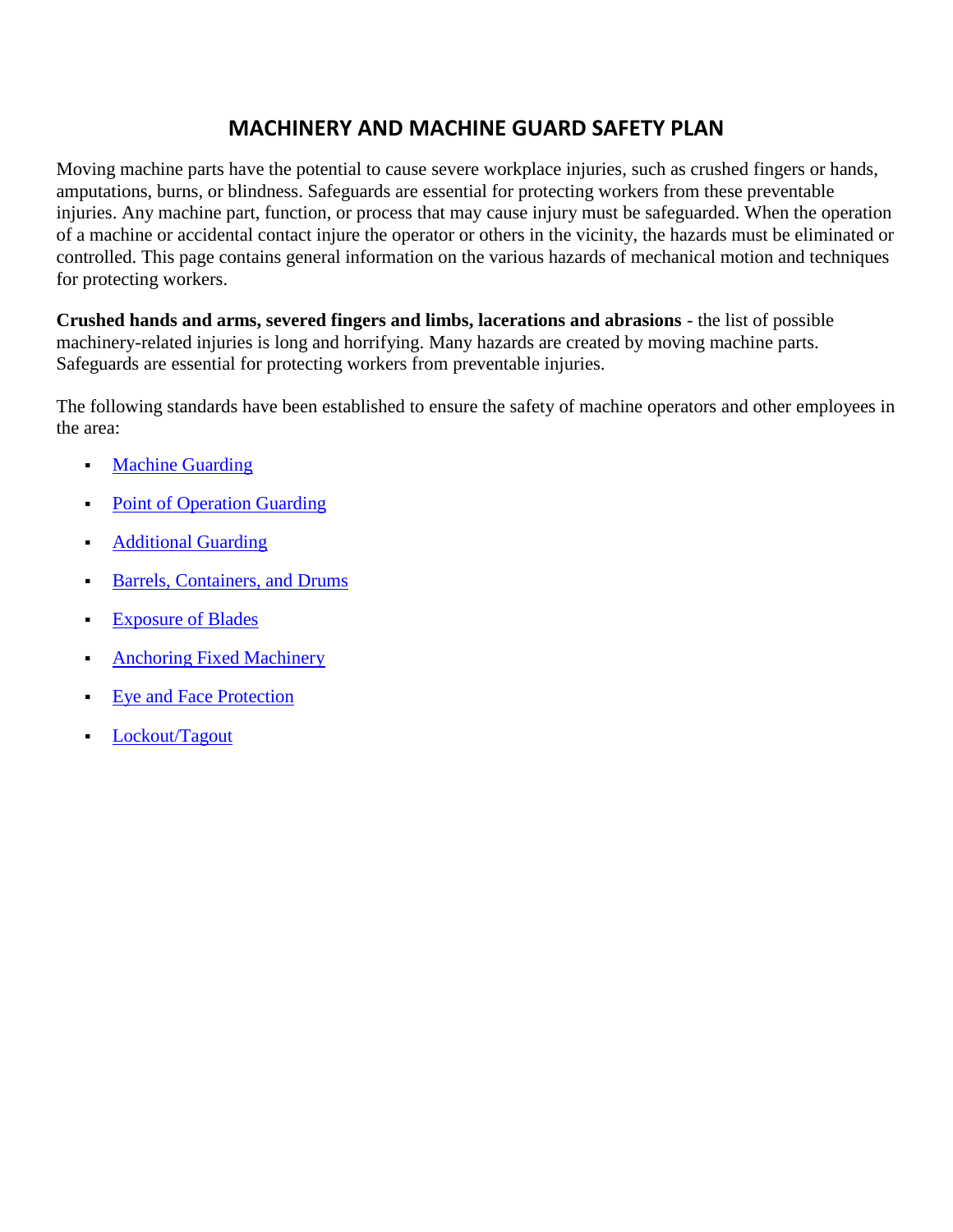# MACHINERY AND MACHINE GUARD SAFETY PLAN

Moving machine parts have the potential to cause severe workplace injuries, such as crushed fingers or hands, amputations, burns, or blindness. Safeguards are essential for protecting workers from these preventable injuries. Any machine part, function, or process that may cause injury must be safeguarded. When the operation of a machine or accidental contact injure the operator or others in the vicinity, the hazards must be eliminated or controlled. This page contains general information on the various hazards of mechanical motion and techniques for protecting workers.

**Crushed hands and arms, severed fingers and limbs, lacerations and abrasions** - the list of possible machinery-related injuries is long and horrifying. Many hazards are created by moving machine parts. Safeguards are essential for protecting workers from preventable injuries.

The following standards have been established to ensure the safety of machine operators and other employees in the area:

- Machine Guarding
- Point of Operation Guarding
- Additional Guarding
- Barrels, Containers, and Drums
- Exposure of Blades
- Anchoring Fixed Machinery
- Eye and Face Protection
- Lockout/Tagout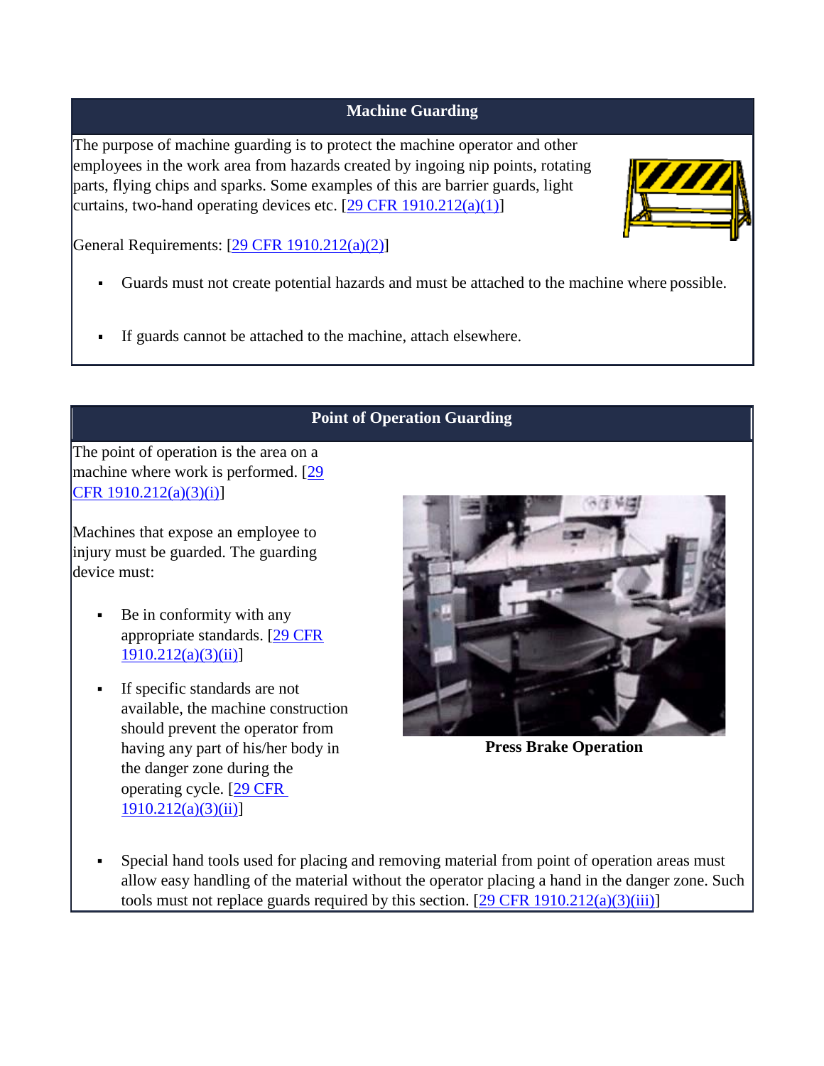## Machine Guarding

The purpose of machine guarding is to protect the machine operator and other employees in the work area from hazards created by ingoing nip points, rotating parts, flying chips and sparks. Some examples of this are barrier guards, light curtains, two-hand operating devices etc. [29 CFR 1910.212(a)(1)]

General Requirements: [29 CFR 1910.212(a)(2)]

- Guards must not create potential hazards and must be attached to the machine where possible.
- If guards cannot be attached to the machine, attach elsewhere.

## Point of Operation Guarding

The point of operation is the area on a machine where work is performed. [29 CFR 1910.212(a)(3)(i)]

Machines that expose an employee to injury must be guarded. The guarding device must:

- Be in conformity with any appropriate standards. [29 CFR 1910.212(a)(3)(ii)]
- If specific standards are not available, the machine construction should prevent the operator from having any part of his/her body in the danger zone during the operating cycle. [29 CFR 1910.212(a)(3)(ii)]

**Press Brake Operation**

- Special hand tools used for placing and removing material from point of operation areas must allow easy handling of the material without the operator placing a hand in the danger zone. Such tools must not replace guards required by this section. [29 CFR 1910.212(a)(3)(iii)]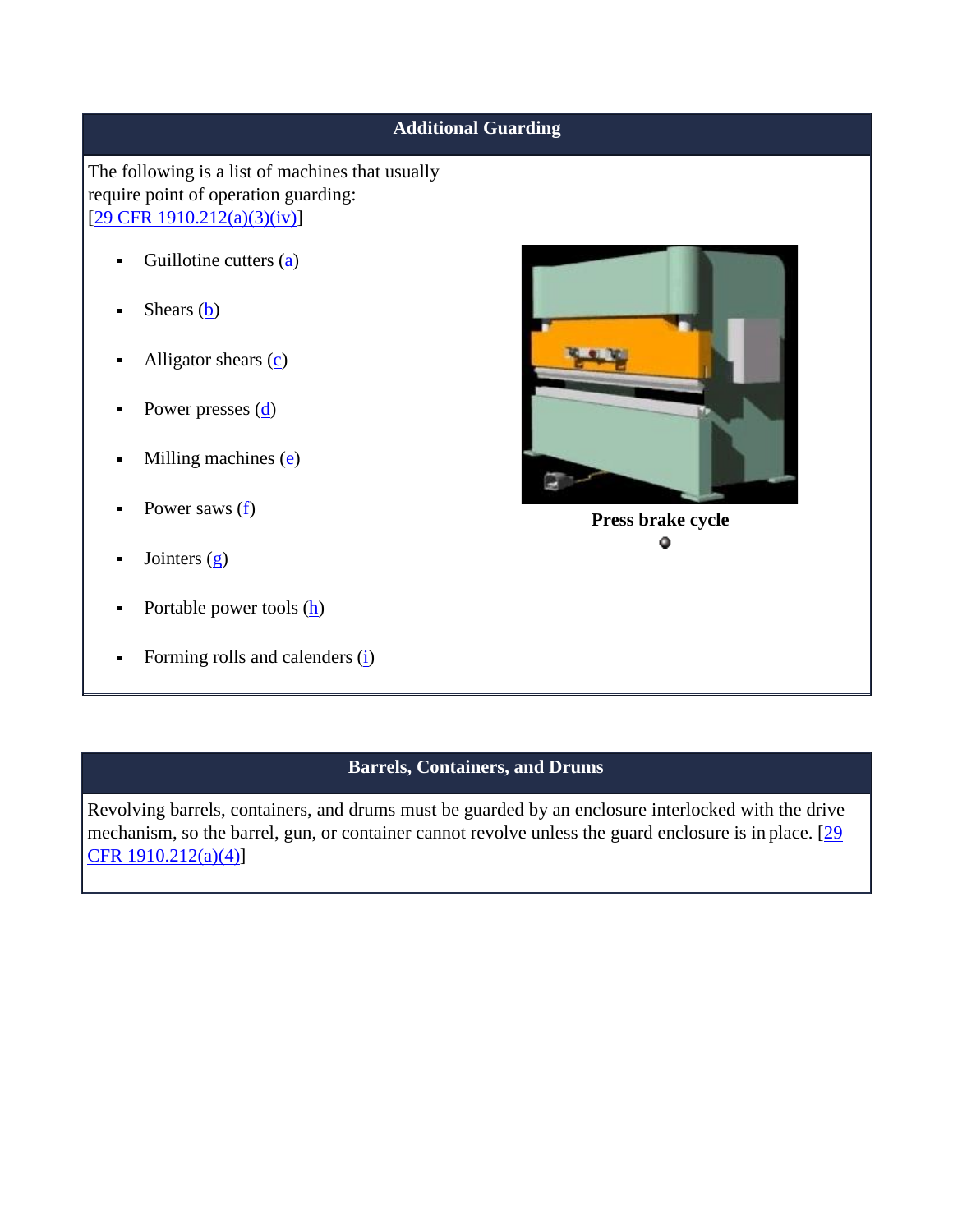## Additional Guarding

The following is a list of machines that usually require point of operation guarding: [29 CFR 1910.212(a)(3)(iv)]

- Guillotine cutters (a)
- Shears (b)
- Alligator shears (c)
- Power presses (d)
- Milling machines (e)
- Power saws (f)
- Jointers (g)
- Portable power tools (h)
- Forming rolls and calenders (i)

**Press brake cycle**

## Barrels, Containers, and Drums

Revolving barrels, containers, and drums must be guarded by an enclosure interlocked with the drive mechanism, so the barrel, gun, or container cannot revolve unless the guard enclosure is in place. [29 CFR 1910.212(a)(4)]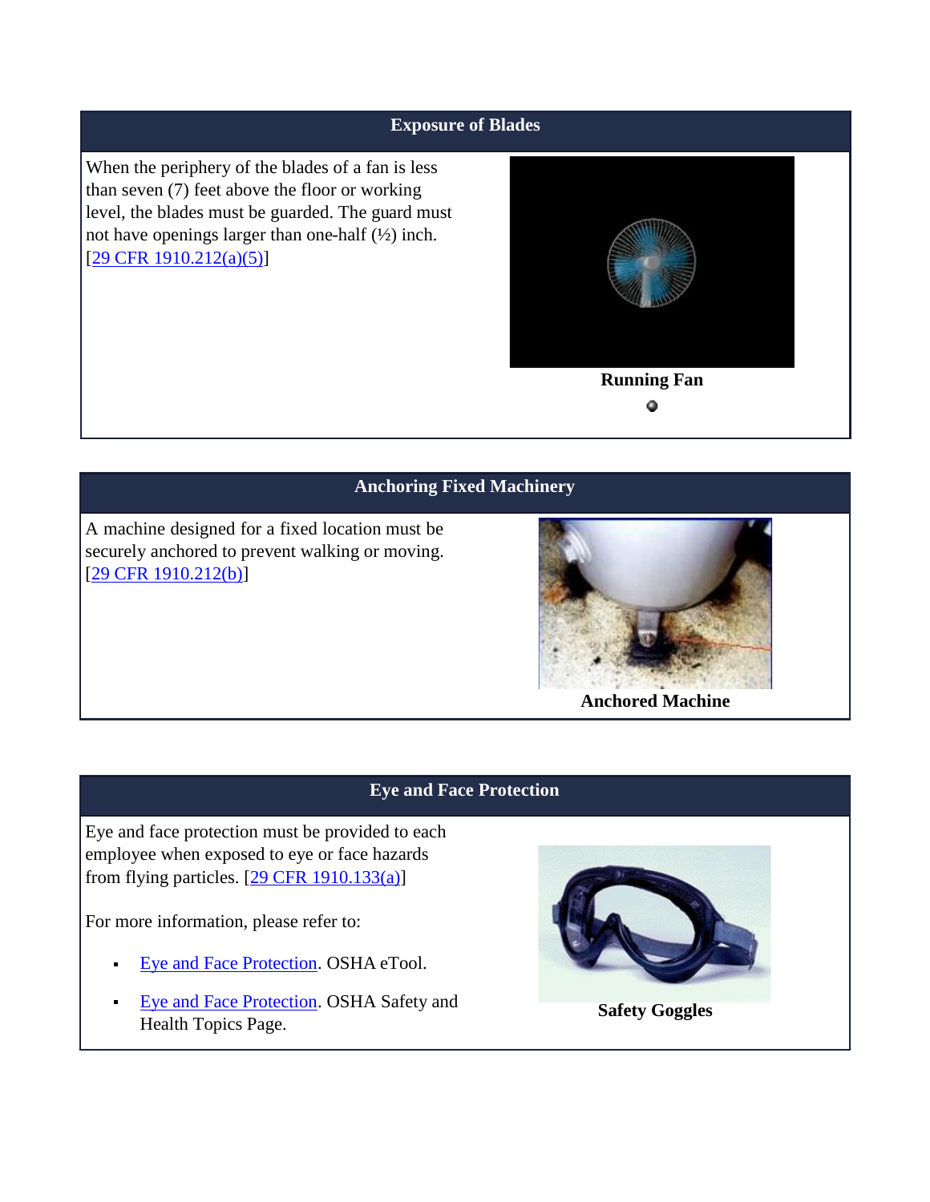## Exposure of Blades

When the periphery of the blades of a fan is less than seven (7) feet above the floor or working level, the blades must be guarded. The guard must not have openings larger than one-half (½) inch. [29 CFR 1910.212(a)(5)]

**Running Fan**

## Anchoring Fixed Machinery

A machine designed for a fixed location must be securely anchored to prevent walking or moving. [29 CFR 1910.212(b)]

**Anchored Machine**

## Eye and Face Protection

Eye and face protection must be provided to each employee when exposed to eye or face hazards from flying particles. [29 CFR 1910.133(a)]

For more information, please refer to:

- Eye and Face Protection. OSHA eTool.
- Eye and Face Protection. OSHA Safety and Health Topics Page.

**Safety Goggles**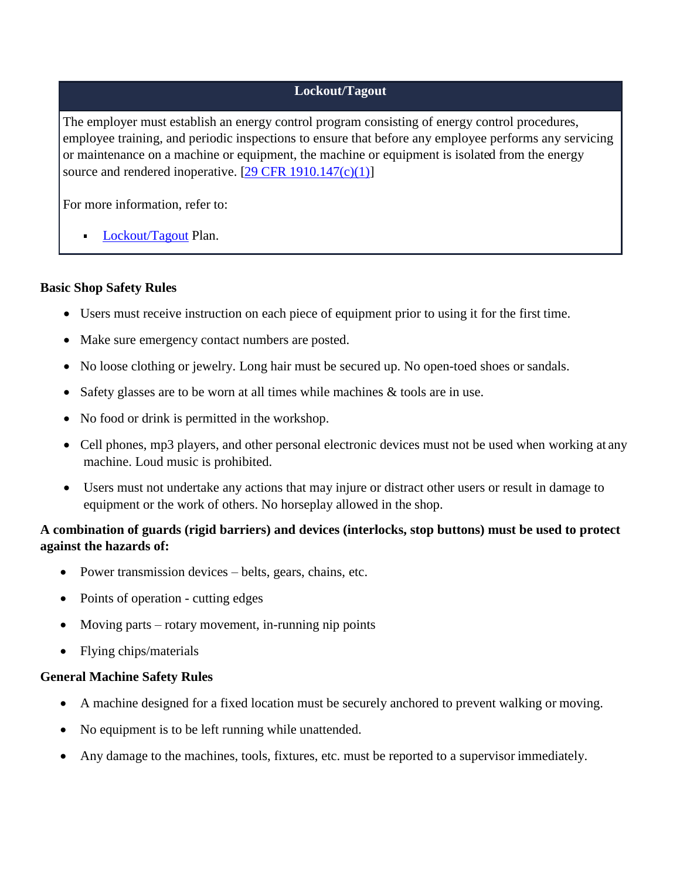**Lockout/Tagout**

The employer must establish an energy control program consisting of energy control procedures, employee training, and periodic inspections to ensure that before any employee performs any servicing or maintenance on a machine or equipment, the machine or equipment is isolated from the energy source and rendered inoperative. [29 CFR 1910.147(c)(1)]

For more information, refer to:

- Lockout/Tagout Plan.

**Basic Shop Safety Rules**

- Users must receive instruction on each piece of equipment prior to using it for the first time.
- Make sure emergency contact numbers are posted.
- No loose clothing or jewelry. Long hair must be secured up. No open-toed shoes or sandals.
- Safety glasses are to be worn at all times while machines & tools are in use.
- No food or drink is permitted in the workshop.
- Cell phones, mp3 players, and other personal electronic devices must not be used when working at any machine. Loud music is prohibited.
- Users must not undertake any actions that may injure or distract other users or result in damage to equipment or the work of others. No horseplay allowed in the shop.

**A combination of guards (rigid barriers) and devices (interlocks, stop buttons) must be used to protect against the hazards of:**

- Power transmission devices – belts, gears, chains, etc.
- Points of operation - cutting edges
- Moving parts – rotary movement, in-running nip points
- Flying chips/materials

**General Machine Safety Rules**

- A machine designed for a fixed location must be securely anchored to prevent walking or moving.
- No equipment is to be left running while unattended.
- Any damage to the machines, tools, fixtures, etc. must be reported to a supervisor immediately.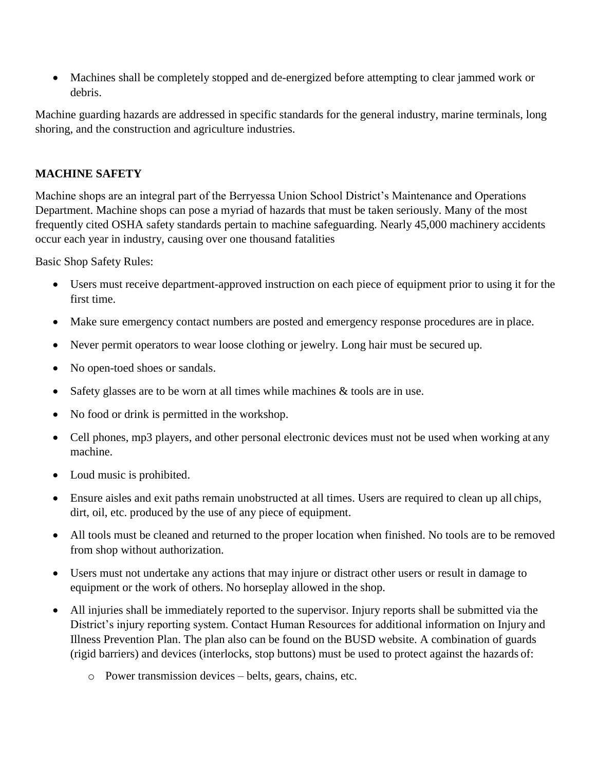- Machines shall be completely stopped and de-energized before attempting to clear jammed work or debris.

Machine guarding hazards are addressed in specific standards for the general industry, marine terminals, long shoring, and the construction and agriculture industries.

## MACHINE SAFETY

Machine shops are an integral part of the Berryessa Union School District's Maintenance and Operations Department. Machine shops can pose a myriad of hazards that must be taken seriously. Many of the most frequently cited OSHA safety standards pertain to machine safeguarding. Nearly 45,000 machinery accidents occur each year in industry, causing over one thousand fatalities

Basic Shop Safety Rules:

- Users must receive department-approved instruction on each piece of equipment prior to using it for the first time.
- Make sure emergency contact numbers are posted and emergency response procedures are in place.
- Never permit operators to wear loose clothing or jewelry. Long hair must be secured up.
- No open-toed shoes or sandals.
- Safety glasses are to be worn at all times while machines & tools are in use.
- No food or drink is permitted in the workshop.
- Cell phones, mp3 players, and other personal electronic devices must not be used when working at any machine.
- Loud music is prohibited.
- Ensure aisles and exit paths remain unobstructed at all times. Users are required to clean up all chips, dirt, oil, etc. produced by the use of any piece of equipment.
- All tools must be cleaned and returned to the proper location when finished. No tools are to be removed from shop without authorization.
- Users must not undertake any actions that may injure or distract other users or result in damage to equipment or the work of others. No horseplay allowed in the shop.
- All injuries shall be immediately reported to the supervisor. Injury reports shall be submitted via the District's injury reporting system. Contact Human Resources for additional information on Injury and Illness Prevention Plan. The plan also can be found on the BUSD website. A combination of guards (rigid barriers) and devices (interlocks, stop buttons) must be used to protect against the hazards of:
  - Power transmission devices – belts, gears, chains, etc.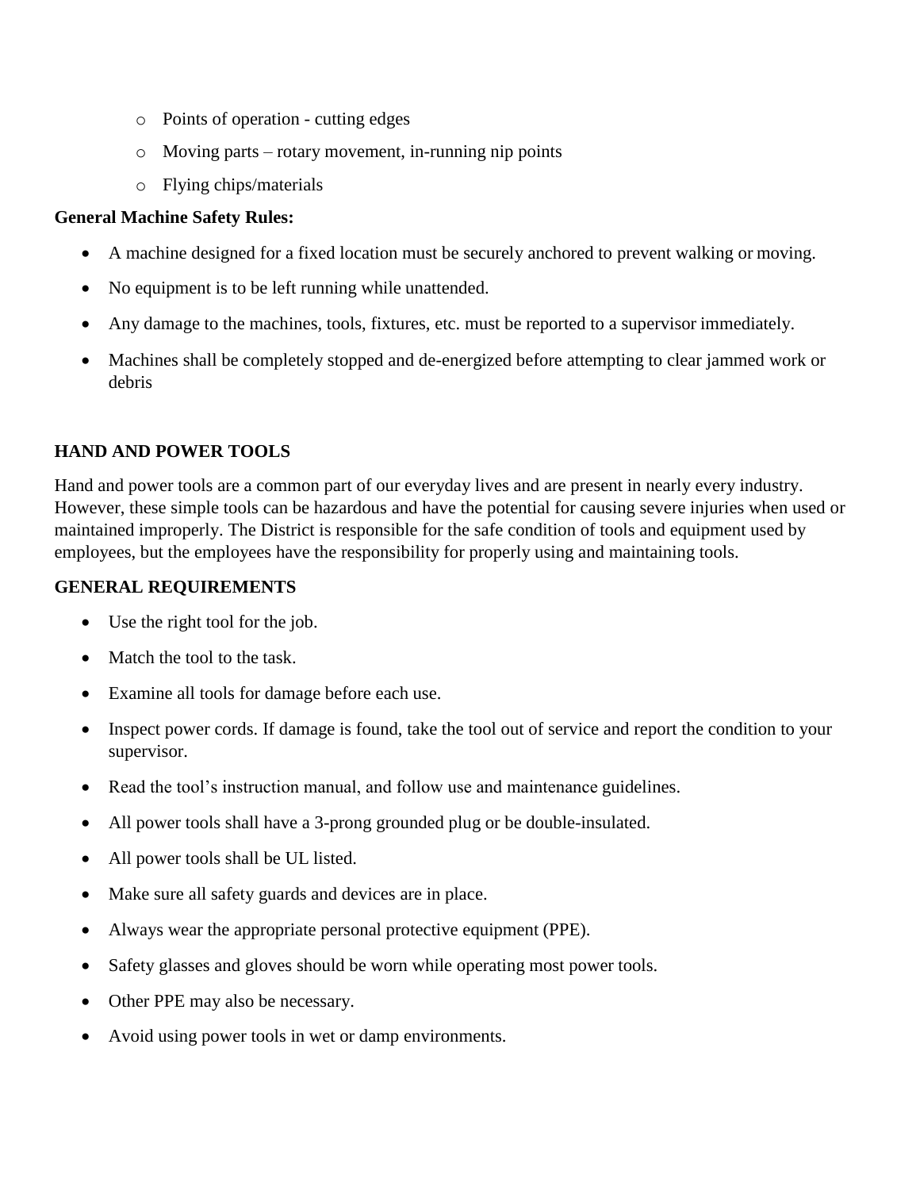- Points of operation - cutting edges
  - Moving parts – rotary movement, in-running nip points
  - Flying chips/materials

**General Machine Safety Rules:**

- A machine designed for a fixed location must be securely anchored to prevent walking or moving.
- No equipment is to be left running while unattended.
- Any damage to the machines, tools, fixtures, etc. must be reported to a supervisor immediately.
- Machines shall be completely stopped and de-energized before attempting to clear jammed work or debris

## HAND AND POWER TOOLS

Hand and power tools are a common part of our everyday lives and are present in nearly every industry. However, these simple tools can be hazardous and have the potential for causing severe injuries when used or maintained improperly. The District is responsible for the safe condition of tools and equipment used by employees, but the employees have the responsibility for properly using and maintaining tools.

## GENERAL REQUIREMENTS

- Use the right tool for the job.
- Match the tool to the task.
- Examine all tools for damage before each use.
- Inspect power cords. If damage is found, take the tool out of service and report the condition to your supervisor.
- Read the tool's instruction manual, and follow use and maintenance guidelines.
- All power tools shall have a 3-prong grounded plug or be double-insulated.
- All power tools shall be UL listed.
- Make sure all safety guards and devices are in place.
- Always wear the appropriate personal protective equipment (PPE).
- Safety glasses and gloves should be worn while operating most power tools.
- Other PPE may also be necessary.
- Avoid using power tools in wet or damp environments.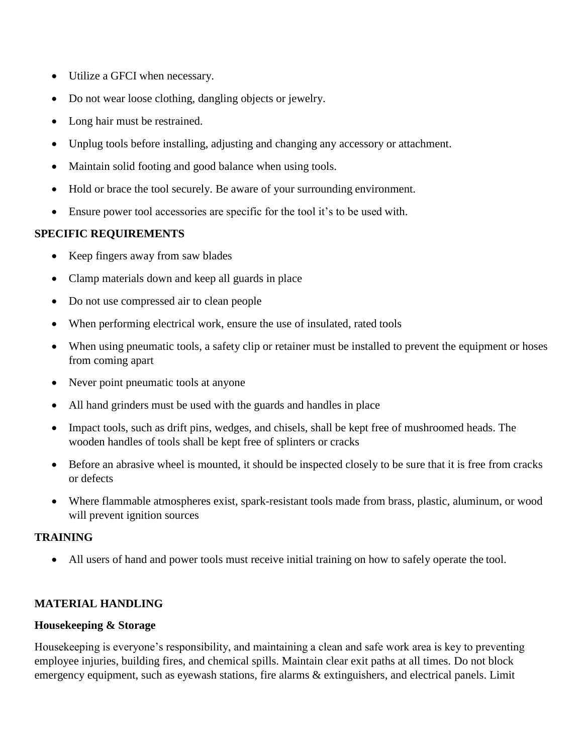- Utilize a GFCI when necessary.
- Do not wear loose clothing, dangling objects or jewelry.
- Long hair must be restrained.
- Unplug tools before installing, adjusting and changing any accessory or attachment.
- Maintain solid footing and good balance when using tools.
- Hold or brace the tool securely. Be aware of your surrounding environment.
- Ensure power tool accessories are specific for the tool it's to be used with.

**SPECIFIC REQUIREMENTS**

- Keep fingers away from saw blades
- Clamp materials down and keep all guards in place
- Do not use compressed air to clean people
- When performing electrical work, ensure the use of insulated, rated tools
- When using pneumatic tools, a safety clip or retainer must be installed to prevent the equipment or hoses from coming apart
- Never point pneumatic tools at anyone
- All hand grinders must be used with the guards and handles in place
- Impact tools, such as drift pins, wedges, and chisels, shall be kept free of mushroomed heads. The wooden handles of tools shall be kept free of splinters or cracks
- Before an abrasive wheel is mounted, it should be inspected closely to be sure that it is free from cracks or defects
- Where flammable atmospheres exist, spark-resistant tools made from brass, plastic, aluminum, or wood will prevent ignition sources

**TRAINING**

- All users of hand and power tools must receive initial training on how to safely operate the tool.

**MATERIAL HANDLING**

**Housekeeping & Storage**

Housekeeping is everyone's responsibility, and maintaining a clean and safe work area is key to preventing employee injuries, building fires, and chemical spills. Maintain clear exit paths at all times. Do not block emergency equipment, such as eyewash stations, fire alarms & extinguishers, and electrical panels. Limit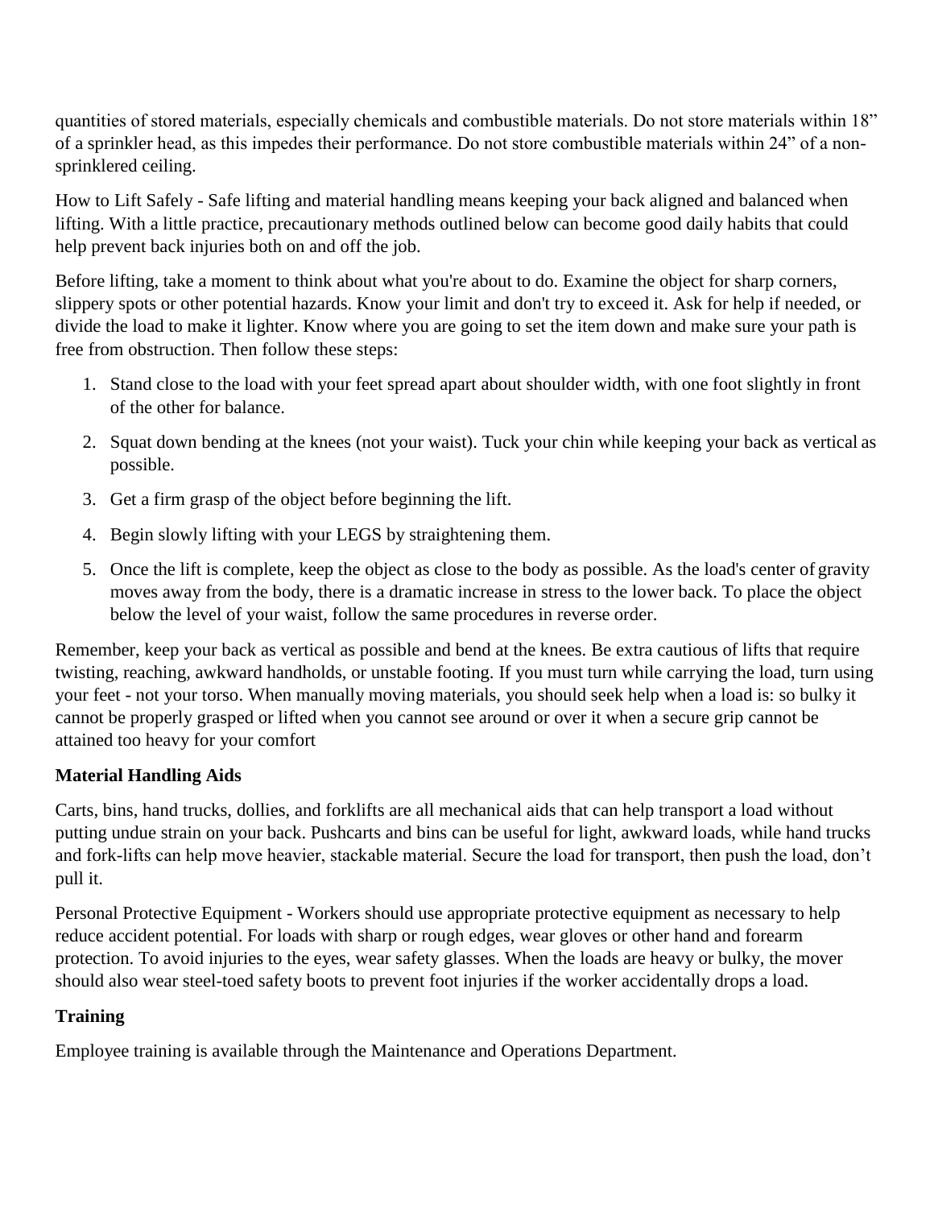quantities of stored materials, especially chemicals and combustible materials. Do not store materials within 18" of a sprinkler head, as this impedes their performance. Do not store combustible materials within 24" of a non-sprinklered ceiling.

How to Lift Safely - Safe lifting and material handling means keeping your back aligned and balanced when lifting. With a little practice, precautionary methods outlined below can become good daily habits that could help prevent back injuries both on and off the job.

Before lifting, take a moment to think about what you're about to do. Examine the object for sharp corners, slippery spots or other potential hazards. Know your limit and don't try to exceed it. Ask for help if needed, or divide the load to make it lighter. Know where you are going to set the item down and make sure your path is free from obstruction. Then follow these steps:

1. Stand close to the load with your feet spread apart about shoulder width, with one foot slightly in front of the other for balance.
2. Squat down bending at the knees (not your waist). Tuck your chin while keeping your back as vertical as possible.
3. Get a firm grasp of the object before beginning the lift.
4. Begin slowly lifting with your LEGS by straightening them.
5. Once the lift is complete, keep the object as close to the body as possible. As the load's center of gravity moves away from the body, there is a dramatic increase in stress to the lower back. To place the object below the level of your waist, follow the same procedures in reverse order.

Remember, keep your back as vertical as possible and bend at the knees. Be extra cautious of lifts that require twisting, reaching, awkward handholds, or unstable footing. If you must turn while carrying the load, turn using your feet - not your torso. When manually moving materials, you should seek help when a load is: so bulky it cannot be properly grasped or lifted when you cannot see around or over it when a secure grip cannot be attained too heavy for your comfort

**Material Handling Aids**

Carts, bins, hand trucks, dollies, and forklifts are all mechanical aids that can help transport a load without putting undue strain on your back. Pushcarts and bins can be useful for light, awkward loads, while hand trucks and fork-lifts can help move heavier, stackable material. Secure the load for transport, then push the load, don't pull it.

Personal Protective Equipment - Workers should use appropriate protective equipment as necessary to help reduce accident potential. For loads with sharp or rough edges, wear gloves or other hand and forearm protection. To avoid injuries to the eyes, wear safety glasses. When the loads are heavy or bulky, the mover should also wear steel-toed safety boots to prevent foot injuries if the worker accidentally drops a load.

**Training**

Employee training is available through the Maintenance and Operations Department.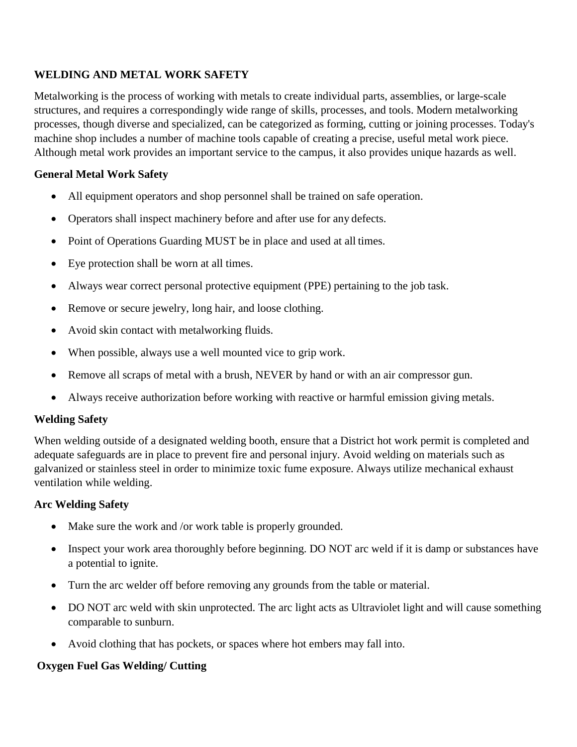## WELDING AND METAL WORK SAFETY

Metalworking is the process of working with metals to create individual parts, assemblies, or large-scale structures, and requires a correspondingly wide range of skills, processes, and tools. Modern metalworking processes, though diverse and specialized, can be categorized as forming, cutting or joining processes. Today's machine shop includes a number of machine tools capable of creating a precise, useful metal work piece. Although metal work provides an important service to the campus, it also provides unique hazards as well.

### General Metal Work Safety

- All equipment operators and shop personnel shall be trained on safe operation.
- Operators shall inspect machinery before and after use for any defects.
- Point of Operations Guarding MUST be in place and used at all times.
- Eye protection shall be worn at all times.
- Always wear correct personal protective equipment (PPE) pertaining to the job task.
- Remove or secure jewelry, long hair, and loose clothing.
- Avoid skin contact with metalworking fluids.
- When possible, always use a well mounted vice to grip work.
- Remove all scraps of metal with a brush, NEVER by hand or with an air compressor gun.
- Always receive authorization before working with reactive or harmful emission giving metals.

### Welding Safety

When welding outside of a designated welding booth, ensure that a District hot work permit is completed and adequate safeguards are in place to prevent fire and personal injury. Avoid welding on materials such as galvanized or stainless steel in order to minimize toxic fume exposure. Always utilize mechanical exhaust ventilation while welding.

### Arc Welding Safety

- Make sure the work and /or work table is properly grounded.
- Inspect your work area thoroughly before beginning. DO NOT arc weld if it is damp or substances have a potential to ignite.
- Turn the arc welder off before removing any grounds from the table or material.
- DO NOT arc weld with skin unprotected. The arc light acts as Ultraviolet light and will cause something comparable to sunburn.
- Avoid clothing that has pockets, or spaces where hot embers may fall into.

### Oxygen Fuel Gas Welding/ Cutting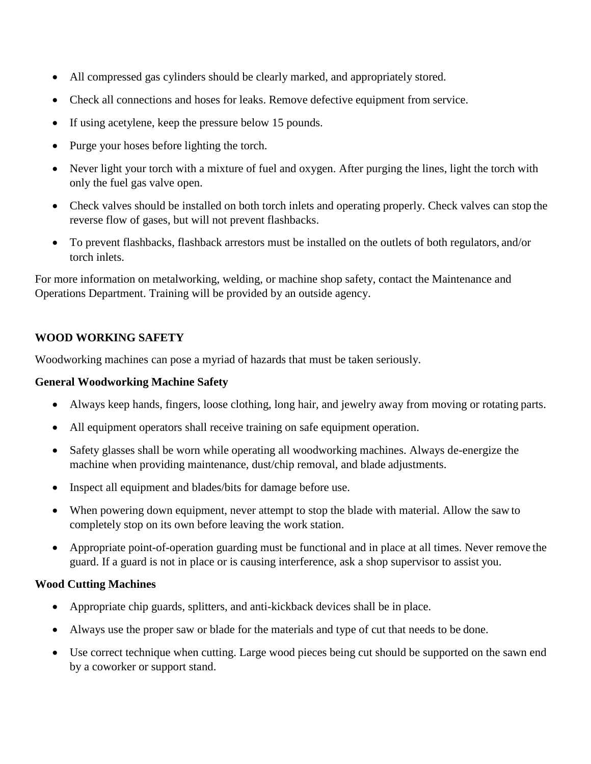- All compressed gas cylinders should be clearly marked, and appropriately stored.
- Check all connections and hoses for leaks. Remove defective equipment from service.
- If using acetylene, keep the pressure below 15 pounds.
- Purge your hoses before lighting the torch.
- Never light your torch with a mixture of fuel and oxygen. After purging the lines, light the torch with only the fuel gas valve open.
- Check valves should be installed on both torch inlets and operating properly. Check valves can stop the reverse flow of gases, but will not prevent flashbacks.
- To prevent flashbacks, flashback arrestors must be installed on the outlets of both regulators, and/or torch inlets.

For more information on metalworking, welding, or machine shop safety, contact the Maintenance and Operations Department. Training will be provided by an outside agency.

## WOOD WORKING SAFETY

Woodworking machines can pose a myriad of hazards that must be taken seriously.

### General Woodworking Machine Safety

- Always keep hands, fingers, loose clothing, long hair, and jewelry away from moving or rotating parts.
- All equipment operators shall receive training on safe equipment operation.
- Safety glasses shall be worn while operating all woodworking machines. Always de-energize the machine when providing maintenance, dust/chip removal, and blade adjustments.
- Inspect all equipment and blades/bits for damage before use.
- When powering down equipment, never attempt to stop the blade with material. Allow the saw to completely stop on its own before leaving the work station.
- Appropriate point-of-operation guarding must be functional and in place at all times. Never remove the guard. If a guard is not in place or is causing interference, ask a shop supervisor to assist you.

### Wood Cutting Machines

- Appropriate chip guards, splitters, and anti-kickback devices shall be in place.
- Always use the proper saw or blade for the materials and type of cut that needs to be done.
- Use correct technique when cutting. Large wood pieces being cut should be supported on the sawn end by a coworker or support stand.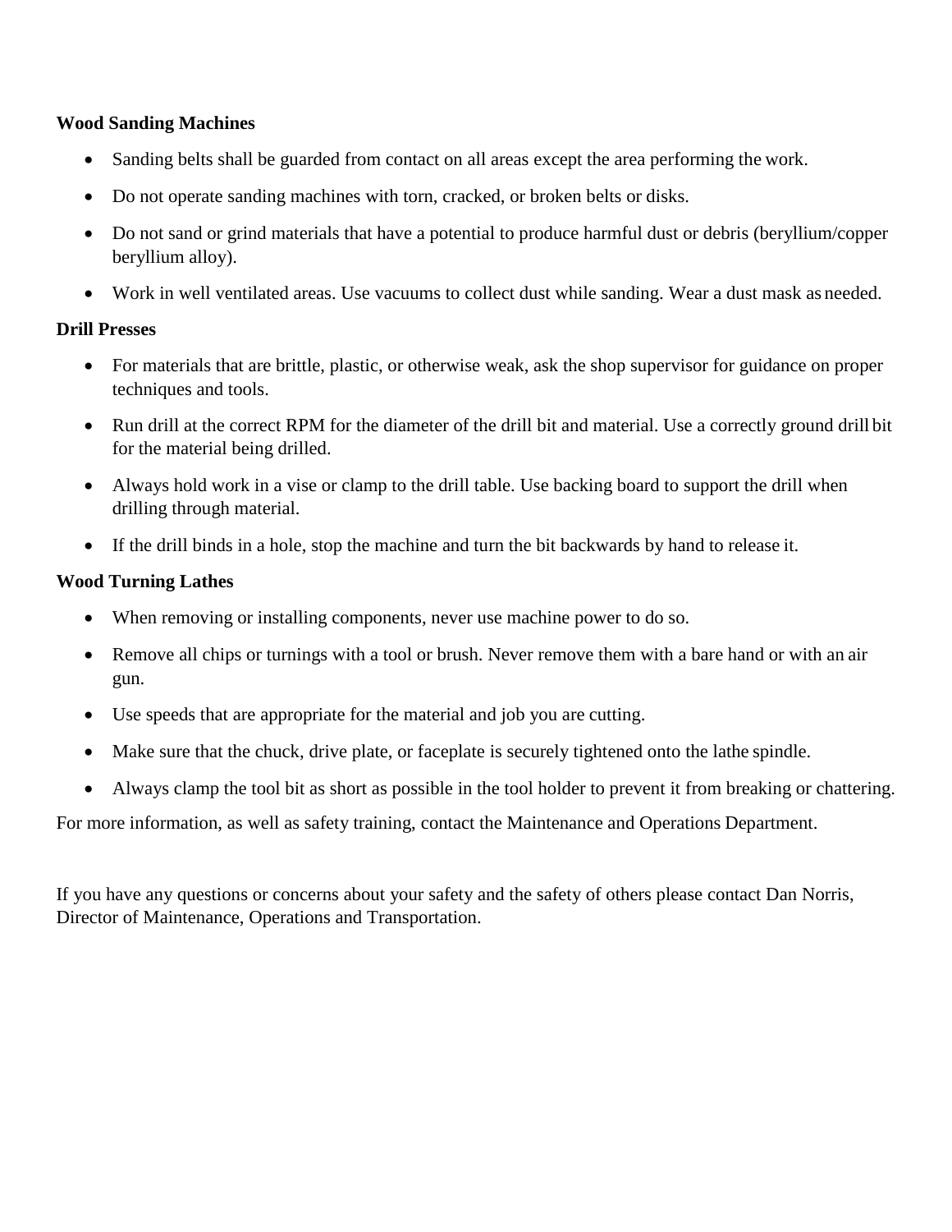**Wood Sanding Machines**

- Sanding belts shall be guarded from contact on all areas except the area performing the work.
- Do not operate sanding machines with torn, cracked, or broken belts or disks.
- Do not sand or grind materials that have a potential to produce harmful dust or debris (beryllium/copper beryllium alloy).
- Work in well ventilated areas. Use vacuums to collect dust while sanding. Wear a dust mask as needed.

**Drill Presses**

- For materials that are brittle, plastic, or otherwise weak, ask the shop supervisor for guidance on proper techniques and tools.
- Run drill at the correct RPM for the diameter of the drill bit and material. Use a correctly ground drill bit for the material being drilled.
- Always hold work in a vise or clamp to the drill table. Use backing board to support the drill when drilling through material.
- If the drill binds in a hole, stop the machine and turn the bit backwards by hand to release it.

**Wood Turning Lathes**

- When removing or installing components, never use machine power to do so.
- Remove all chips or turnings with a tool or brush. Never remove them with a bare hand or with an air gun.
- Use speeds that are appropriate for the material and job you are cutting.
- Make sure that the chuck, drive plate, or faceplate is securely tightened onto the lathe spindle.
- Always clamp the tool bit as short as possible in the tool holder to prevent it from breaking or chattering.

For more information, as well as safety training, contact the Maintenance and Operations Department.

If you have any questions or concerns about your safety and the safety of others please contact Dan Norris, Director of Maintenance, Operations and Transportation.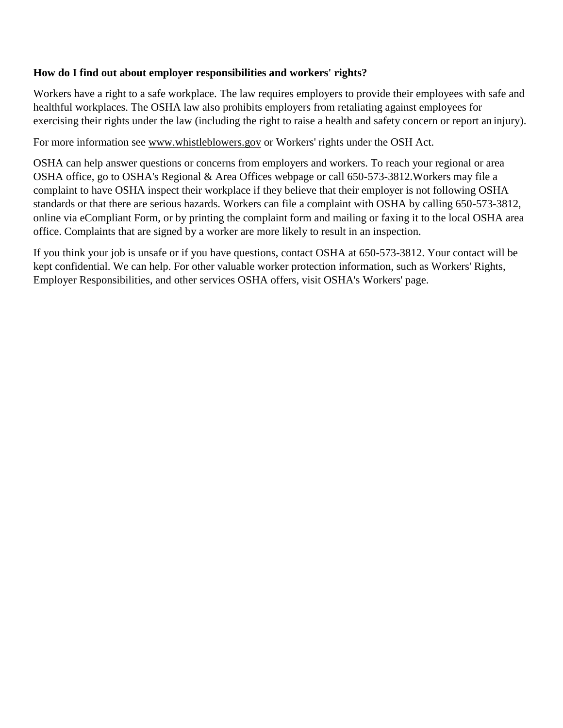**How do I find out about employer responsibilities and workers' rights?**

Workers have a right to a safe workplace. The law requires employers to provide their employees with safe and healthful workplaces. The OSHA law also prohibits employers from retaliating against employees for exercising their rights under the law (including the right to raise a health and safety concern or report an injury).

For more information see www.whistleblowers.gov or Workers' rights under the OSH Act.

OSHA can help answer questions or concerns from employers and workers. To reach your regional or area OSHA office, go to OSHA's Regional & Area Offices webpage or call 650-573-3812.Workers may file a complaint to have OSHA inspect their workplace if they believe that their employer is not following OSHA standards or that there are serious hazards. Workers can file a complaint with OSHA by calling 650-573-3812, online via eCompliant Form, or by printing the complaint form and mailing or faxing it to the local OSHA area office. Complaints that are signed by a worker are more likely to result in an inspection.

If you think your job is unsafe or if you have questions, contact OSHA at 650-573-3812. Your contact will be kept confidential. We can help. For other valuable worker protection information, such as Workers' Rights, Employer Responsibilities, and other services OSHA offers, visit OSHA's Workers' page.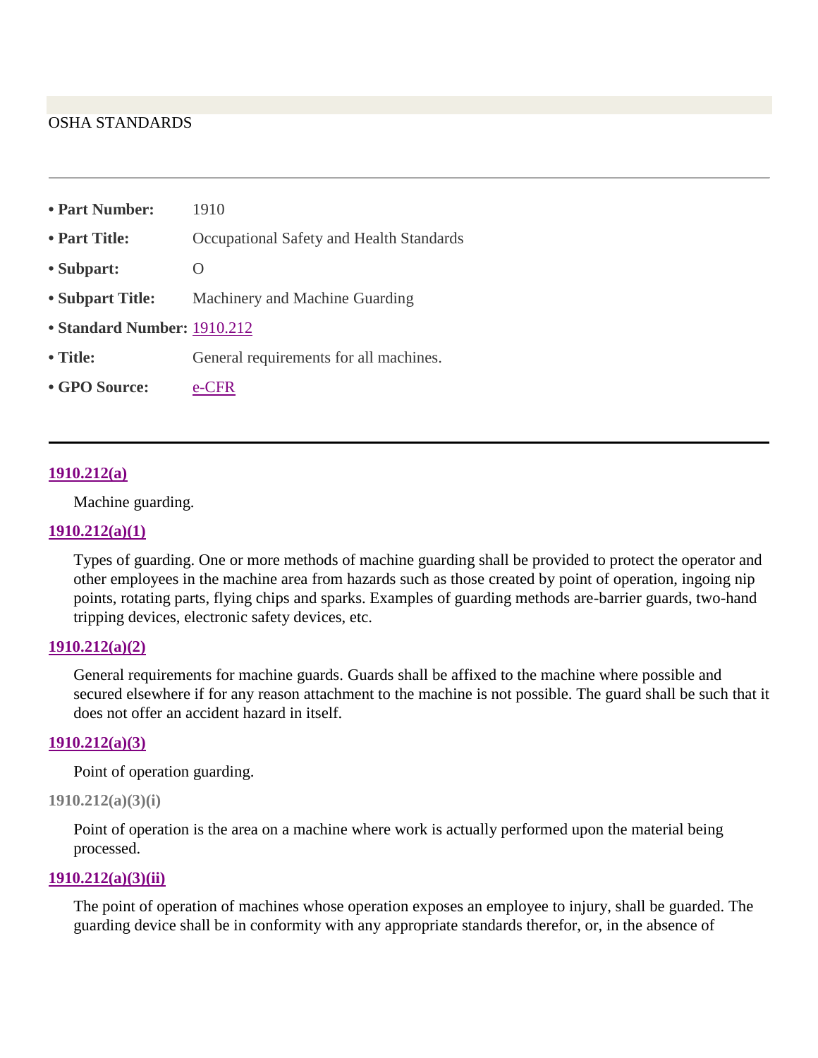OSHA STANDARDS

---

- **Part Number:** 1910
- **Part Title:** Occupational Safety and Health Standards
- **Subpart:** O
- **Subpart Title:** Machinery and Machine Guarding
- **Standard Number:** 1910.212
- **Title:** General requirements for all machines.
- **GPO Source:** e-CFR

---

**1910.212(a)**

Machine guarding.

**1910.212(a)(1)**

Types of guarding. One or more methods of machine guarding shall be provided to protect the operator and other employees in the machine area from hazards such as those created by point of operation, ingoing nip points, rotating parts, flying chips and sparks. Examples of guarding methods are-barrier guards, two-hand tripping devices, electronic safety devices, etc.

**1910.212(a)(2)**

General requirements for machine guards. Guards shall be affixed to the machine where possible and secured elsewhere if for any reason attachment to the machine is not possible. The guard shall be such that it does not offer an accident hazard in itself.

**1910.212(a)(3)**

Point of operation guarding.

**1910.212(a)(3)(i)**

Point of operation is the area on a machine where work is actually performed upon the material being processed.

**1910.212(a)(3)(ii)**

The point of operation of machines whose operation exposes an employee to injury, shall be guarded. The guarding device shall be in conformity with any appropriate standards therefor, or, in the absence of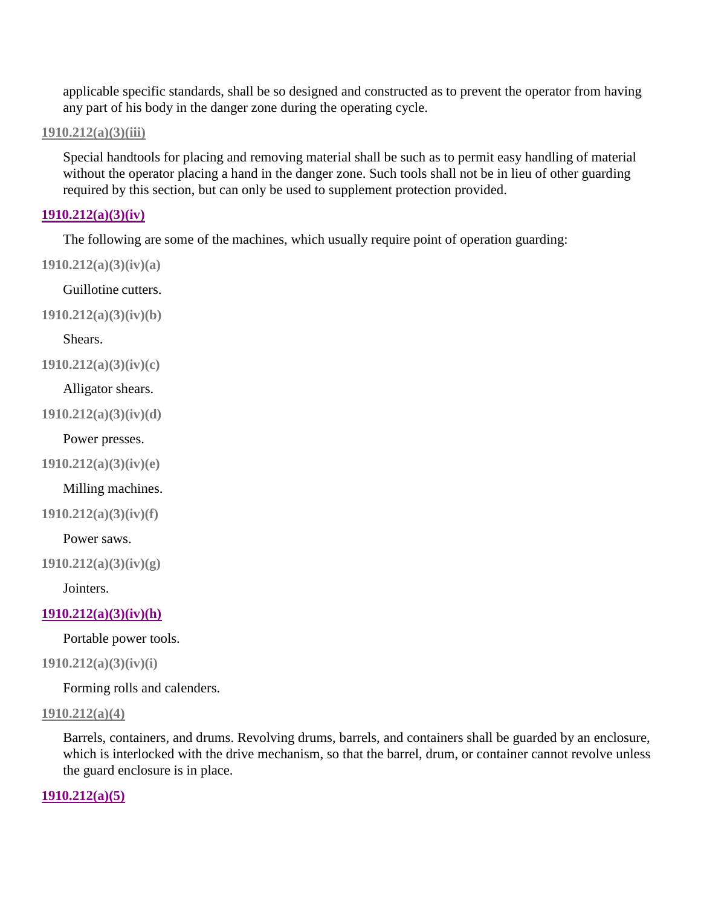applicable specific standards, shall be so designed and constructed as to prevent the operator from having any part of his body in the danger zone during the operating cycle.

**1910.212(a)(3)(iii)**

Special handtools for placing and removing material shall be such as to permit easy handling of material without the operator placing a hand in the danger zone. Such tools shall not be in lieu of other guarding required by this section, but can only be used to supplement protection provided.

**1910.212(a)(3)(iv)**

The following are some of the machines, which usually require point of operation guarding:

**1910.212(a)(3)(iv)(a)**

Guillotine cutters.

**1910.212(a)(3)(iv)(b)**

Shears.

**1910.212(a)(3)(iv)(c)**

Alligator shears.

**1910.212(a)(3)(iv)(d)**

Power presses.

**1910.212(a)(3)(iv)(e)**

Milling machines.

**1910.212(a)(3)(iv)(f)**

Power saws.

**1910.212(a)(3)(iv)(g)**

Jointers.

**1910.212(a)(3)(iv)(h)**

Portable power tools.

**1910.212(a)(3)(iv)(i)**

Forming rolls and calenders.

**1910.212(a)(4)**

Barrels, containers, and drums. Revolving drums, barrels, and containers shall be guarded by an enclosure, which is interlocked with the drive mechanism, so that the barrel, drum, or container cannot revolve unless the guard enclosure is in place.

**1910.212(a)(5)**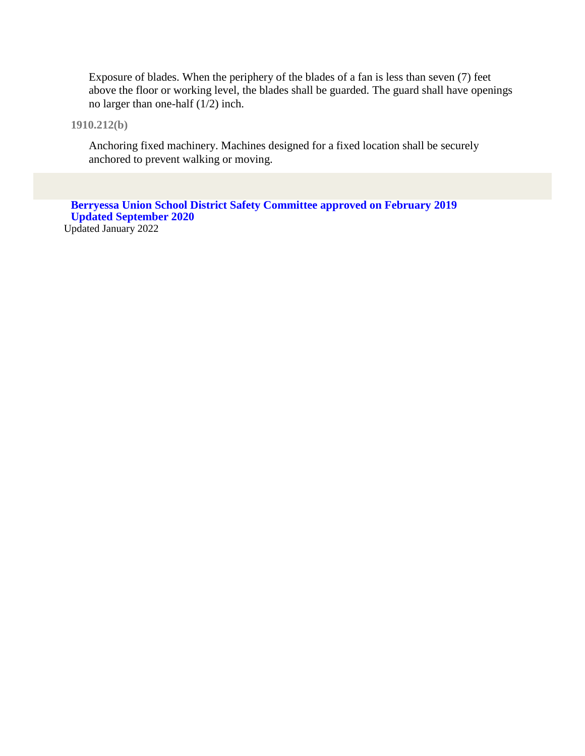Exposure of blades. When the periphery of the blades of a fan is less than seven (7) feet above the floor or working level, the blades shall be guarded. The guard shall have openings no larger than one-half (1/2) inch.

**1910.212(b)**

Anchoring fixed machinery. Machines designed for a fixed location shall be securely anchored to prevent walking or moving.

**Berryessa Union School District Safety Committee approved on February 2019**
**Updated September 2020**
Updated January 2022